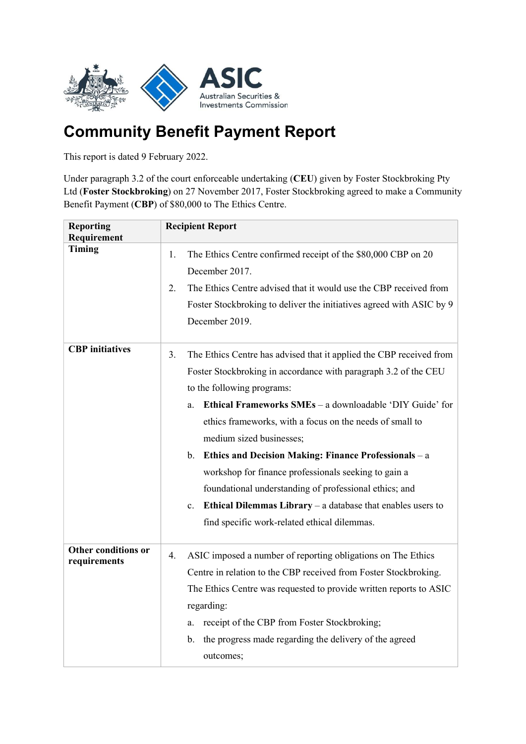# Community Benefit Payment Report

This report is dated 9 February 2022.

Under paragraph 3.2 of the court enforceable undertaking (**CEU**) given by Foster Stockbroking Pty Ltd (**Foster Stockbroking**) on 27 November 2017, Foster Stockbroking agreed to make a Community Benefit Payment (**CBP**) of $80,000 to The Ethics Centre.

| Reporting Requirement | Recipient Report |
| --- | --- |
| **Timing** | 1. The Ethics Centre confirmed receipt of the $80,000 CBP on 20 December 2017. <br> 2. The Ethics Centre advised that it would use the CBP received from Foster Stockbroking to deliver the initiatives agreed with ASIC by 9 December 2019. |
| **CBP initiatives** | 3. The Ethics Centre has advised that it applied the CBP received from Foster Stockbroking in accordance with paragraph 3.2 of the CEU to the following programs: <br> a. **Ethical Frameworks SMEs** – a downloadable 'DIY Guide' for ethics frameworks, with a focus on the needs of small to medium sized businesses; <br> b. **Ethics and Decision Making: Finance Professionals** – a workshop for finance professionals seeking to gain a foundational understanding of professional ethics; and <br> c. **Ethical Dilemmas Library** – a database that enables users to find specific work-related ethical dilemmas. |
| **Other conditions or requirements** | 4. ASIC imposed a number of reporting obligations on The Ethics Centre in relation to the CBP received from Foster Stockbroking. The Ethics Centre was requested to provide written reports to ASIC regarding: <br> a. receipt of the CBP from Foster Stockbroking; <br> b. the progress made regarding the delivery of the agreed outcomes; |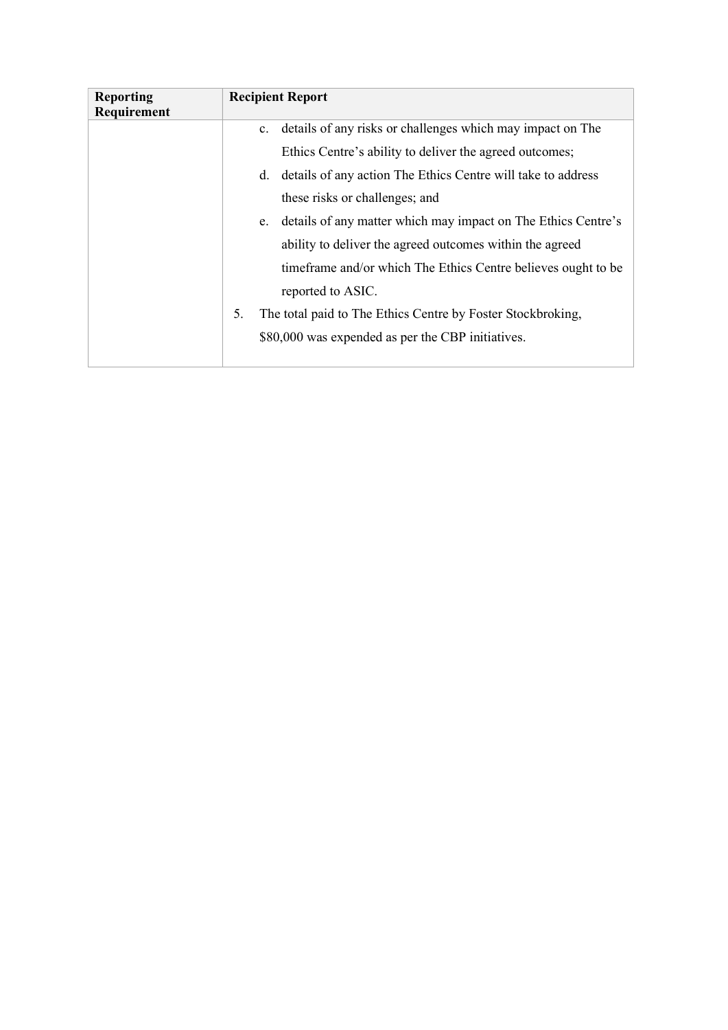| Reporting Requirement | Recipient Report |
| --- | --- |
| | c. details of any risks or challenges which may impact on The Ethics Centre's ability to deliver the agreed outcomes;<br>d. details of any action The Ethics Centre will take to address these risks or challenges; and<br>e. details of any matter which may impact on The Ethics Centre's ability to deliver the agreed outcomes within the agreed timeframe and/or which The Ethics Centre believes ought to be reported to ASIC.<br>5. The total paid to The Ethics Centre by Foster Stockbroking, $80,000 was expended as per the CBP initiatives. |